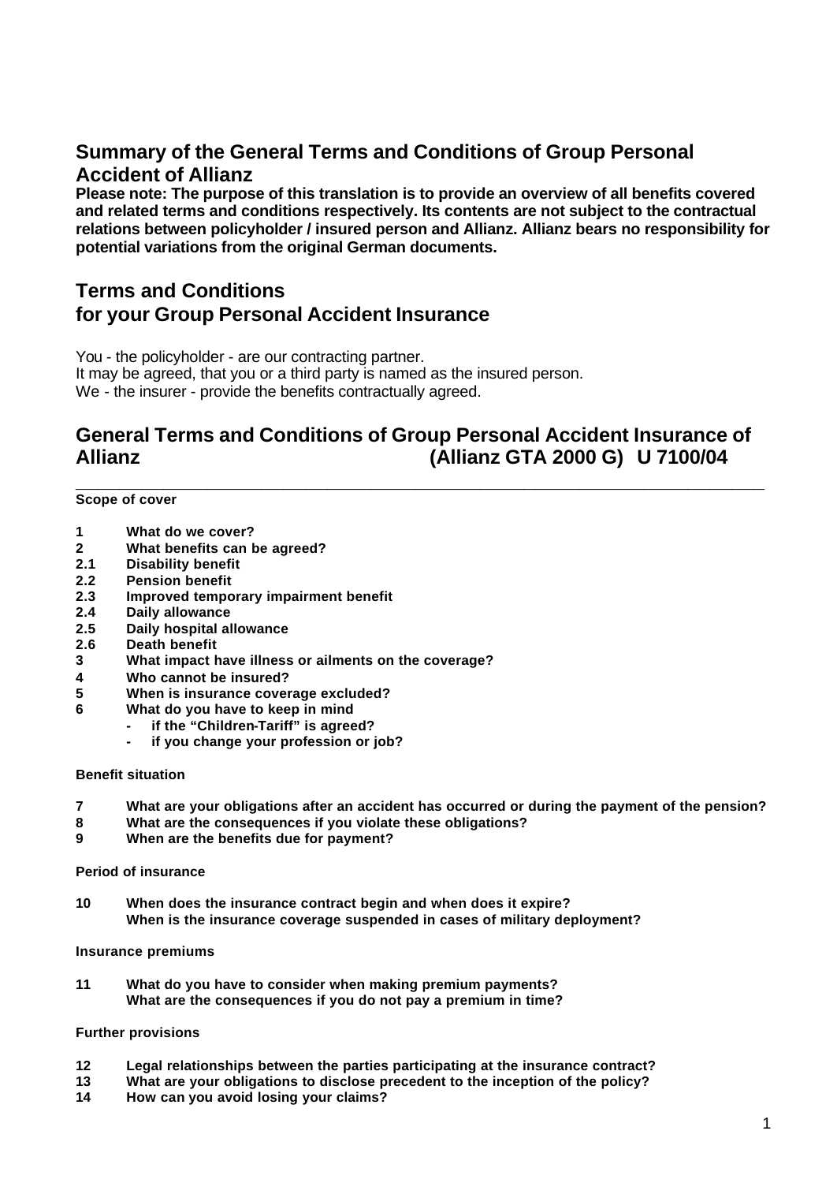## Summary of the General Terms and Conditions of Group Personal Accident of Allianz

**Please note: The purpose of this translation is to provide an overview of all benefits covered and related terms and conditions respectively. Its contents are not subject to the contractual relations between policyholder / insured person and Allianz. Allianz bears no responsibility for potential variations from the original German documents.**

## Terms and Conditions for your Group Personal Accident Insurance

You - the policyholder - are our contracting partner.
It may be agreed, that you or a third party is named as the insured person.
We - the insurer - provide the benefits contractually agreed.

## General Terms and Conditions of Group Personal Accident Insurance of Allianz (Allianz GTA 2000 G) U 7100/04

---

**Scope of cover**

**1 What do we cover?**
**2 What benefits can be agreed?**
**2.1 Disability benefit**
**2.2 Pension benefit**
**2.3 Improved temporary impairment benefit**
**2.4 Daily allowance**
**2.5 Daily hospital allowance**
**2.6 Death benefit**
**3 What impact have illness or ailments on the coverage?**
**4 Who cannot be insured?**
**5 When is insurance coverage excluded?**
**6 What do you have to keep in mind**
- **if the “Children-Tariff” is agreed?**
- **if you change your profession or job?**

**Benefit situation**

**7 What are your obligations after an accident has occurred or during the payment of the pension?**
**8 What are the consequences if you violate these obligations?**
**9 When are the benefits due for payment?**

**Period of insurance**

**10 When does the insurance contract begin and when does it expire?
When is the insurance coverage suspended in cases of military deployment?**

**Insurance premiums**

**11 What do you have to consider when making premium payments?
What are the consequences if you do not pay a premium in time?**

**Further provisions**

**12 Legal relationships between the parties participating at the insurance contract?**
**13 What are your obligations to disclose precedent to the inception of the policy?**
**14 How can you avoid losing your claims?**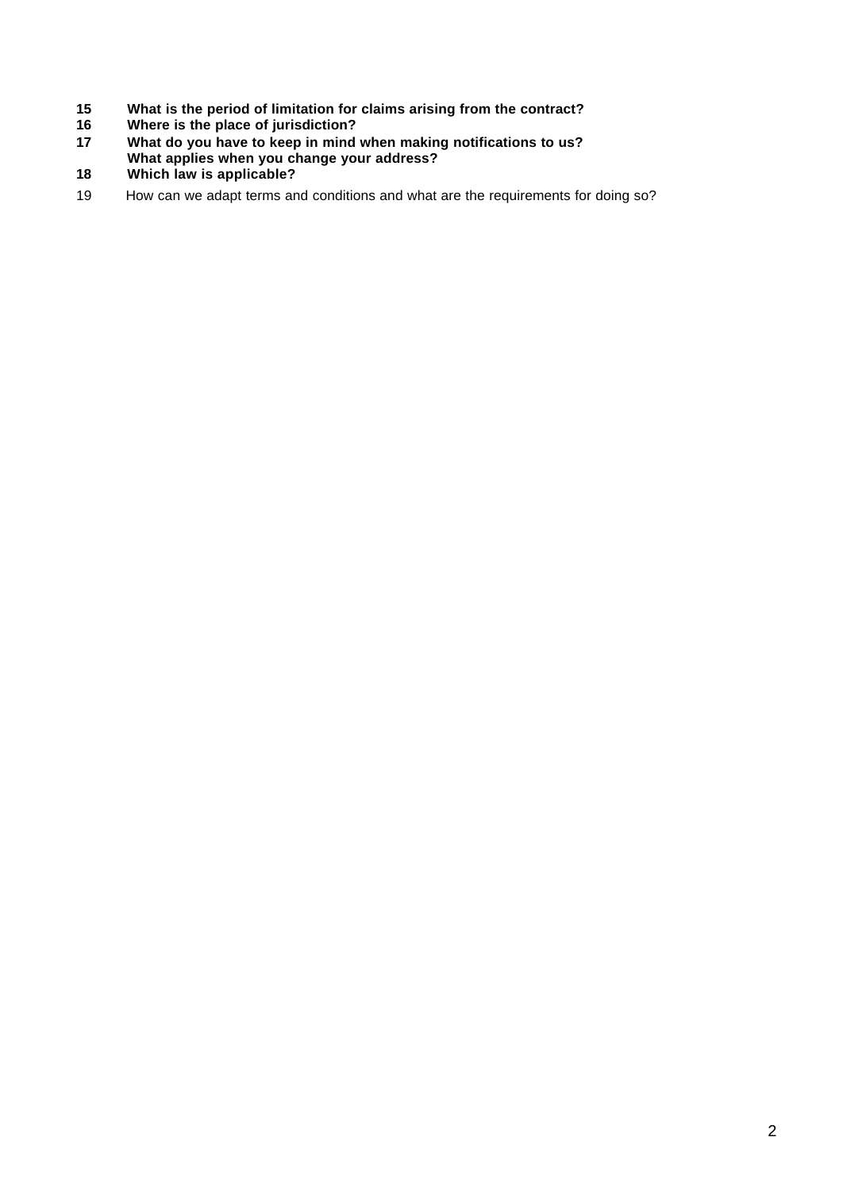**15 What is the period of limitation for claims arising from the contract?**
**16 Where is the place of jurisdiction?**
**17 What do you have to keep in mind when making notifications to us? What applies when you change your address?**
**18 Which law is applicable?**
19 How can we adapt terms and conditions and what are the requirements for doing so?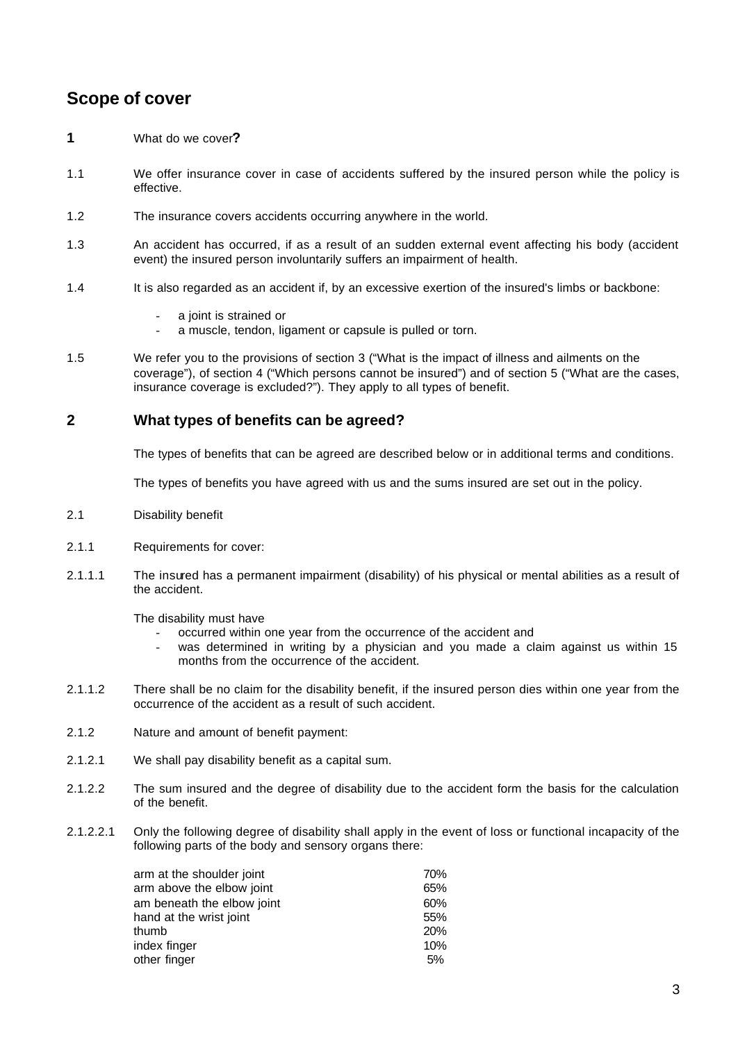## Scope of cover

**1** What do we cover**?**

1.1 We offer insurance cover in case of accidents suffered by the insured person while the policy is effective.

1.2 The insurance covers accidents occurring anywhere in the world.

1.3 An accident has occurred, if as a result of an sudden external event affecting his body (accident event) the insured person involuntarily suffers an impairment of health.

1.4 It is also regarded as an accident if, by an excessive exertion of the insured's limbs or backbone:

- a joint is strained or
- a muscle, tendon, ligament or capsule is pulled or torn.

1.5 We refer you to the provisions of section 3 ("What is the impact of illness and ailments on the coverage"), of section 4 ("Which persons cannot be insured") and of section 5 ("What are the cases, insurance coverage is excluded?"). They apply to all types of benefit.

## 2 What types of benefits can be agreed?

The types of benefits that can be agreed are described below or in additional terms and conditions.

The types of benefits you have agreed with us and the sums insured are set out in the policy.

2.1 Disability benefit

2.1.1 Requirements for cover:

2.1.1.1 The insured has a permanent impairment (disability) of his physical or mental abilities as a result of the accident.

The disability must have

- occurred within one year from the occurrence of the accident and
- was determined in writing by a physician and you made a claim against us within 15 months from the occurrence of the accident.

2.1.1.2 There shall be no claim for the disability benefit, if the insured person dies within one year from the occurrence of the accident as a result of such accident.

2.1.2 Nature and amount of benefit payment:

2.1.2.1 We shall pay disability benefit as a capital sum.

2.1.2.2 The sum insured and the degree of disability due to the accident form the basis for the calculation of the benefit.

2.1.2.2.1 Only the following degree of disability shall apply in the event of loss or functional incapacity of the following parts of the body and sensory organs there:

| | |
|---|---|
| arm at the shoulder joint | 70% |
| arm above the elbow joint | 65% |
| am beneath the elbow joint | 60% |
| hand at the wrist joint | 55% |
| thumb | 20% |
| index finger | 10% |
| other finger | 5% |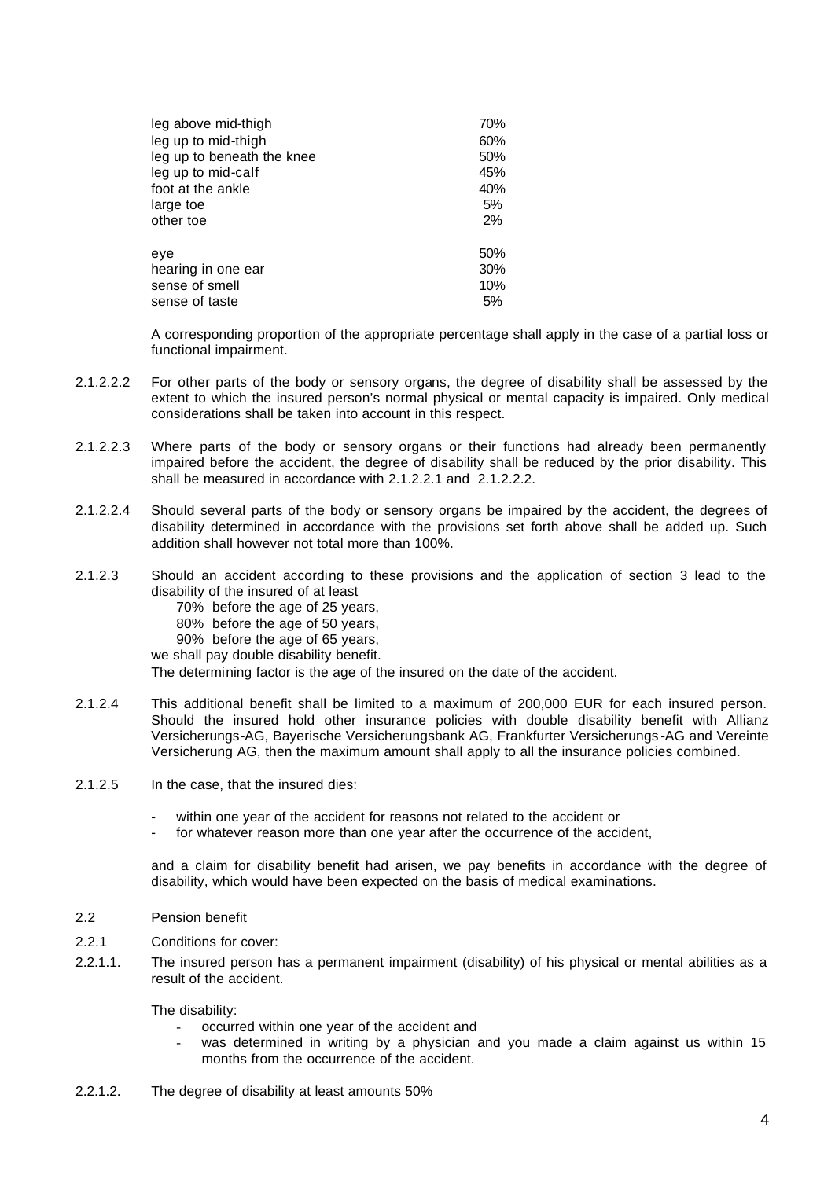| | |
|---|---|
| leg above mid-thigh | 70% |
| leg up to mid-thigh | 60% |
| leg up to beneath the knee | 50% |
| leg up to mid-calf | 45% |
| foot at the ankle | 40% |
| large toe | 5% |
| other toe | 2% |
| eye | 50% |
| hearing in one ear | 30% |
| sense of smell | 10% |
| sense of taste | 5% |

A corresponding proportion of the appropriate percentage shall apply in the case of a partial loss or functional impairment.

2.1.2.2.2 For other parts of the body or sensory organs, the degree of disability shall be assessed by the extent to which the insured person's normal physical or mental capacity is impaired. Only medical considerations shall be taken into account in this respect.

2.1.2.2.3 Where parts of the body or sensory organs or their functions had already been permanently impaired before the accident, the degree of disability shall be reduced by the prior disability. This shall be measured in accordance with 2.1.2.2.1 and 2.1.2.2.2.

2.1.2.2.4 Should several parts of the body or sensory organs be impaired by the accident, the degrees of disability determined in accordance with the provisions set forth above shall be added up. Such addition shall however not total more than 100%.

2.1.2.3 Should an accident according to these provisions and the application of section 3 lead to the disability of the insured of at least

70% before the age of 25 years,
80% before the age of 50 years,
90% before the age of 65 years,

we shall pay double disability benefit.

The determining factor is the age of the insured on the date of the accident.

2.1.2.4 This additional benefit shall be limited to a maximum of 200,000 EUR for each insured person. Should the insured hold other insurance policies with double disability benefit with Allianz Versicherungs-AG, Bayerische Versicherungsbank AG, Frankfurter Versicherungs-AG and Vereinte Versicherung AG, then the maximum amount shall apply to all the insurance policies combined.

2.1.2.5 In the case, that the insured dies:

- within one year of the accident for reasons not related to the accident or
- for whatever reason more than one year after the occurrence of the accident,

and a claim for disability benefit had arisen, we pay benefits in accordance with the degree of disability, which would have been expected on the basis of medical examinations.

2.2 Pension benefit

2.2.1 Conditions for cover:

2.2.1.1. The insured person has a permanent impairment (disability) of his physical or mental abilities as a result of the accident.

The disability:

- occurred within one year of the accident and
- was determined in writing by a physician and you made a claim against us within 15 months from the occurrence of the accident.

2.2.1.2. The degree of disability at least amounts 50%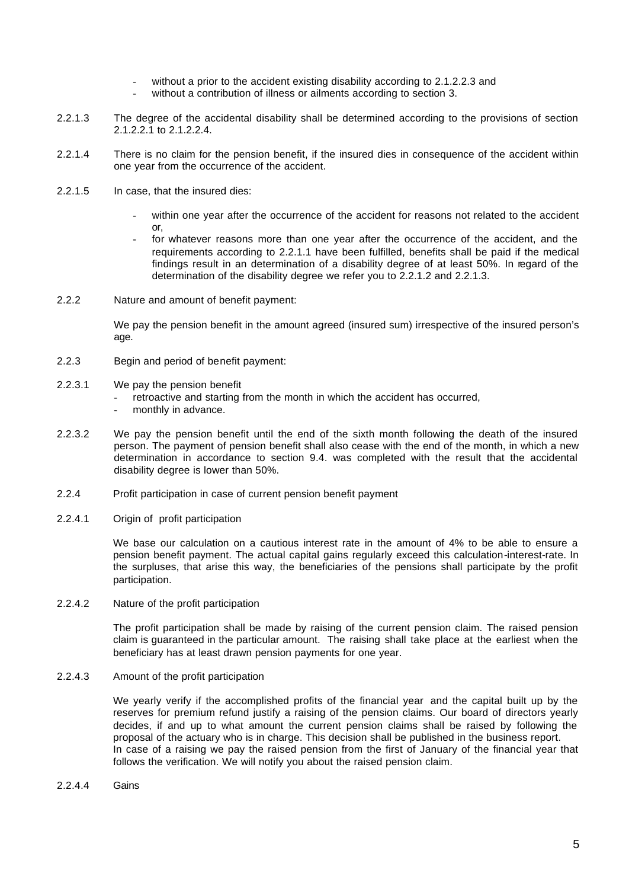- without a prior to the accident existing disability according to 2.1.2.2.3 and
- without a contribution of illness or ailments according to section 3.

2.2.1.3 The degree of the accidental disability shall be determined according to the provisions of section 2.1.2.2.1 to 2.1.2.2.4.

2.2.1.4 There is no claim for the pension benefit, if the insured dies in consequence of the accident within one year from the occurrence of the accident.

2.2.1.5 In case, that the insured dies:

- within one year after the occurrence of the accident for reasons not related to the accident or,
- for whatever reasons more than one year after the occurrence of the accident, and the requirements according to 2.2.1.1 have been fulfilled, benefits shall be paid if the medical findings result in an determination of a disability degree of at least 50%. In regard of the determination of the disability degree we refer you to 2.2.1.2 and 2.2.1.3.

2.2.2 Nature and amount of benefit payment:

We pay the pension benefit in the amount agreed (insured sum) irrespective of the insured person's age.

2.2.3 Begin and period of benefit payment:

2.2.3.1 We pay the pension benefit

- retroactive and starting from the month in which the accident has occurred,
- monthly in advance.

2.2.3.2 We pay the pension benefit until the end of the sixth month following the death of the insured person. The payment of pension benefit shall also cease with the end of the month, in which a new determination in accordance to section 9.4. was completed with the result that the accidental disability degree is lower than 50%.

2.2.4 Profit participation in case of current pension benefit payment

2.2.4.1 Origin of profit participation

We base our calculation on a cautious interest rate in the amount of 4% to be able to ensure a pension benefit payment. The actual capital gains regularly exceed this calculation-interest-rate. In the surpluses, that arise this way, the beneficiaries of the pensions shall participate by the profit participation.

2.2.4.2 Nature of the profit participation

The profit participation shall be made by raising of the current pension claim. The raised pension claim is guaranteed in the particular amount. The raising shall take place at the earliest when the beneficiary has at least drawn pension payments for one year.

2.2.4.3 Amount of the profit participation

We yearly verify if the accomplished profits of the financial year and the capital built up by the reserves for premium refund justify a raising of the pension claims. Our board of directors yearly decides, if and up to what amount the current pension claims shall be raised by following the proposal of the actuary who is in charge. This decision shall be published in the business report. In case of a raising we pay the raised pension from the first of January of the financial year that follows the verification. We will notify you about the raised pension claim.

2.2.4.4 Gains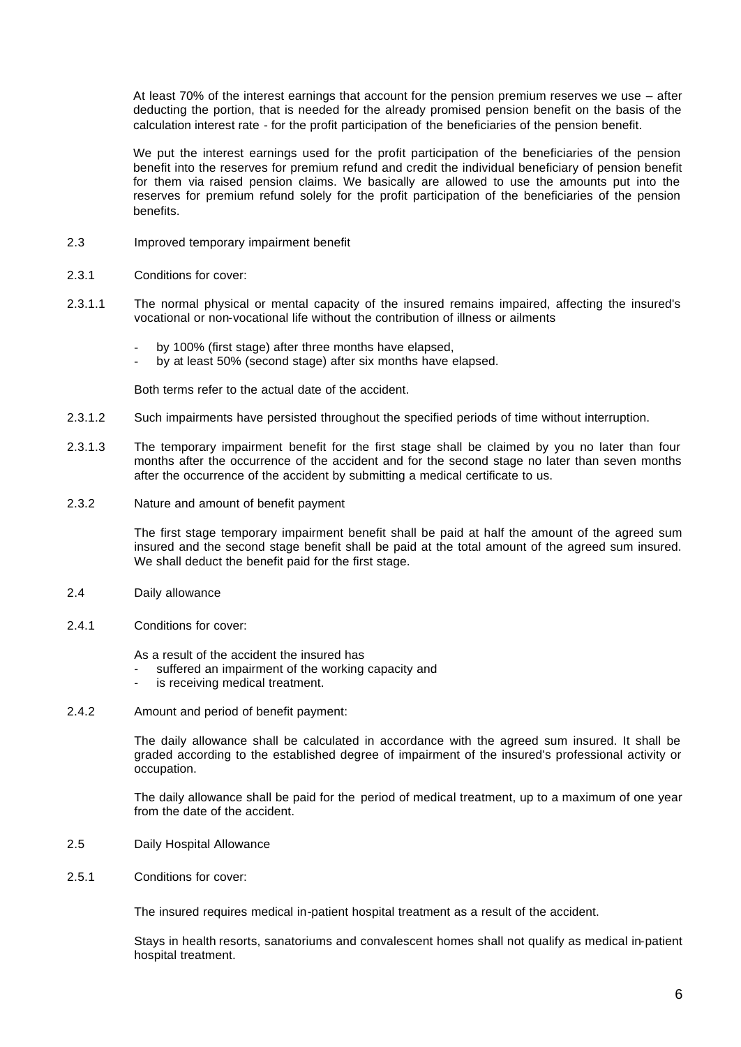At least 70% of the interest earnings that account for the pension premium reserves we use – after deducting the portion, that is needed for the already promised pension benefit on the basis of the calculation interest rate - for the profit participation of the beneficiaries of the pension benefit.

We put the interest earnings used for the profit participation of the beneficiaries of the pension benefit into the reserves for premium refund and credit the individual beneficiary of pension benefit for them via raised pension claims. We basically are allowed to use the amounts put into the reserves for premium refund solely for the profit participation of the beneficiaries of the pension benefits.

2.3 Improved temporary impairment benefit

2.3.1 Conditions for cover:

2.3.1.1 The normal physical or mental capacity of the insured remains impaired, affecting the insured's vocational or non-vocational life without the contribution of illness or ailments

- by 100% (first stage) after three months have elapsed,
- by at least 50% (second stage) after six months have elapsed.

Both terms refer to the actual date of the accident.

2.3.1.2 Such impairments have persisted throughout the specified periods of time without interruption.

2.3.1.3 The temporary impairment benefit for the first stage shall be claimed by you no later than four months after the occurrence of the accident and for the second stage no later than seven months after the occurrence of the accident by submitting a medical certificate to us.

2.3.2 Nature and amount of benefit payment

The first stage temporary impairment benefit shall be paid at half the amount of the agreed sum insured and the second stage benefit shall be paid at the total amount of the agreed sum insured. We shall deduct the benefit paid for the first stage.

2.4 Daily allowance

2.4.1 Conditions for cover:

As a result of the accident the insured has
- suffered an impairment of the working capacity and
- is receiving medical treatment.

2.4.2 Amount and period of benefit payment:

The daily allowance shall be calculated in accordance with the agreed sum insured. It shall be graded according to the established degree of impairment of the insured's professional activity or occupation.

The daily allowance shall be paid for the period of medical treatment, up to a maximum of one year from the date of the accident.

2.5 Daily Hospital Allowance

2.5.1 Conditions for cover:

The insured requires medical in-patient hospital treatment as a result of the accident.

Stays in health resorts, sanatoriums and convalescent homes shall not qualify as medical in-patient hospital treatment.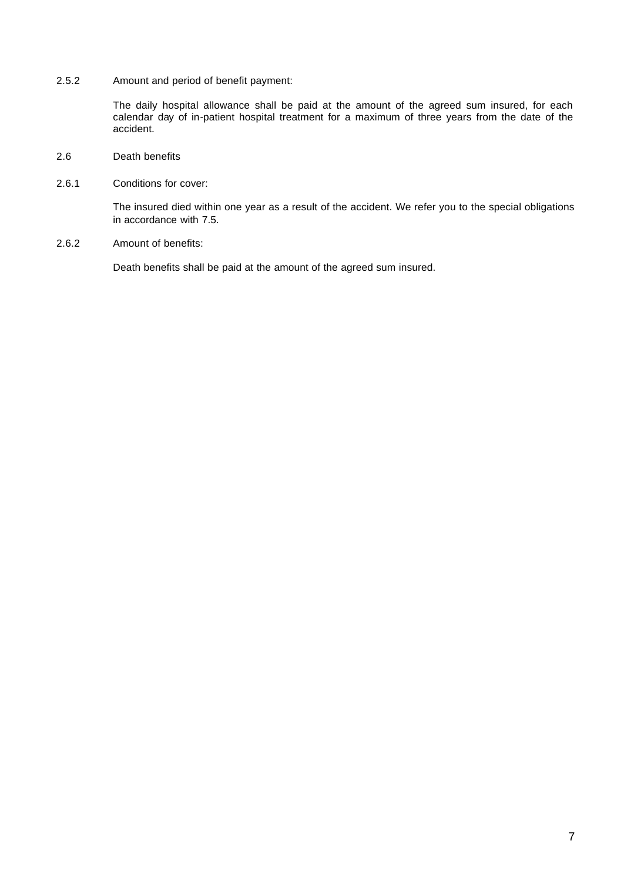2.5.2 Amount and period of benefit payment:

The daily hospital allowance shall be paid at the amount of the agreed sum insured, for each calendar day of in-patient hospital treatment for a maximum of three years from the date of the accident.

2.6 Death benefits

2.6.1 Conditions for cover:

The insured died within one year as a result of the accident. We refer you to the special obligations in accordance with 7.5.

2.6.2 Amount of benefits:

Death benefits shall be paid at the amount of the agreed sum insured.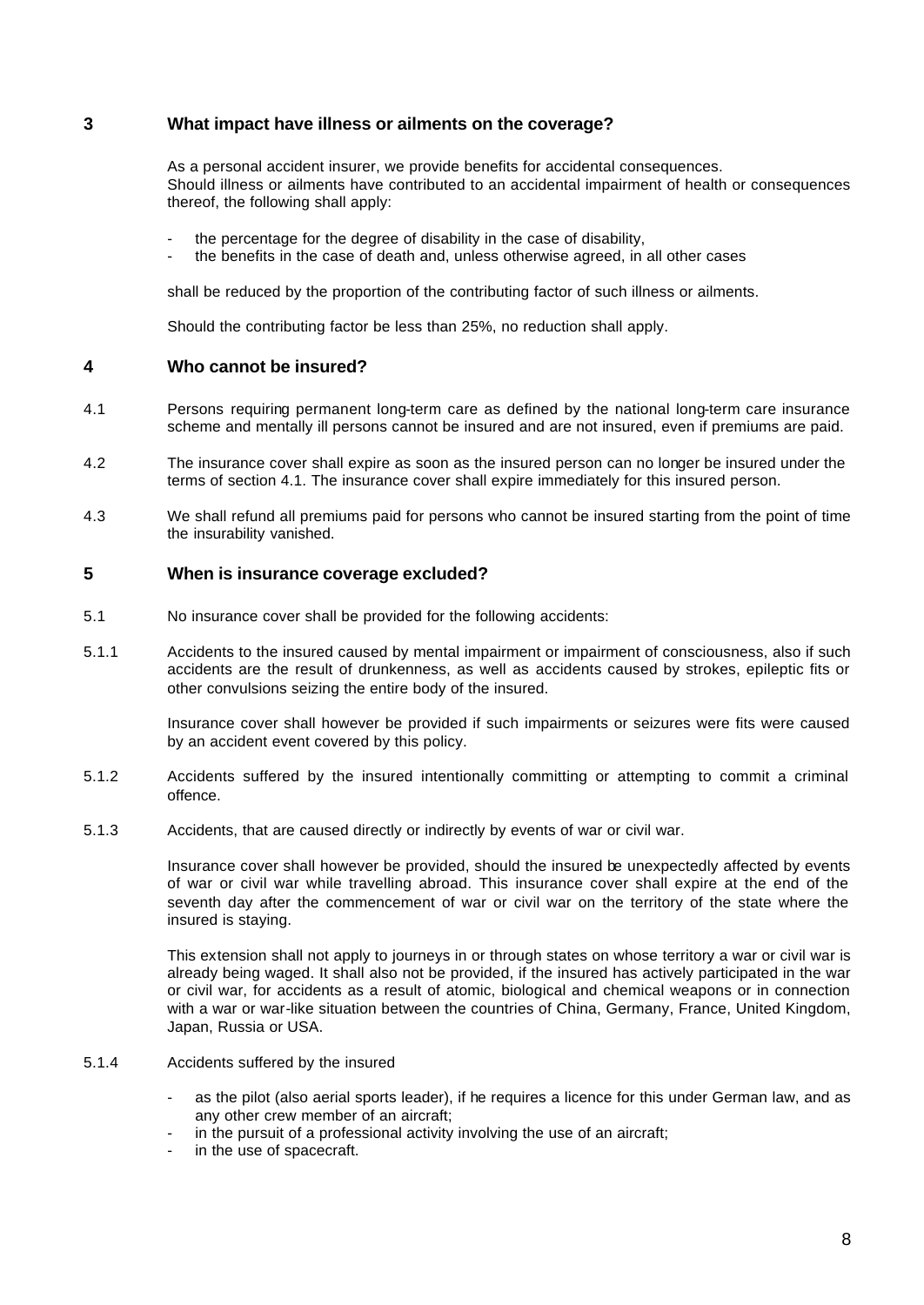## 3 What impact have illness or ailments on the coverage?

As a personal accident insurer, we provide benefits for accidental consequences. Should illness or ailments have contributed to an accidental impairment of health or consequences thereof, the following shall apply:

- the percentage for the degree of disability in the case of disability,
- the benefits in the case of death and, unless otherwise agreed, in all other cases

shall be reduced by the proportion of the contributing factor of such illness or ailments.

Should the contributing factor be less than 25%, no reduction shall apply.

## 4 Who cannot be insured?

4.1 Persons requiring permanent long-term care as defined by the national long-term care insurance scheme and mentally ill persons cannot be insured and are not insured, even if premiums are paid.

4.2 The insurance cover shall expire as soon as the insured person can no longer be insured under the terms of section 4.1. The insurance cover shall expire immediately for this insured person.

4.3 We shall refund all premiums paid for persons who cannot be insured starting from the point of time the insurability vanished.

## 5 When is insurance coverage excluded?

5.1 No insurance cover shall be provided for the following accidents:

5.1.1 Accidents to the insured caused by mental impairment or impairment of consciousness, also if such accidents are the result of drunkenness, as well as accidents caused by strokes, epileptic fits or other convulsions seizing the entire body of the insured.

Insurance cover shall however be provided if such impairments or seizures were fits were caused by an accident event covered by this policy.

5.1.2 Accidents suffered by the insured intentionally committing or attempting to commit a criminal offence.

5.1.3 Accidents, that are caused directly or indirectly by events of war or civil war.

Insurance cover shall however be provided, should the insured be unexpectedly affected by events of war or civil war while travelling abroad. This insurance cover shall expire at the end of the seventh day after the commencement of war or civil war on the territory of the state where the insured is staying.

This extension shall not apply to journeys in or through states on whose territory a war or civil war is already being waged. It shall also not be provided, if the insured has actively participated in the war or civil war, for accidents as a result of atomic, biological and chemical weapons or in connection with a war or war-like situation between the countries of China, Germany, France, United Kingdom, Japan, Russia or USA.

5.1.4 Accidents suffered by the insured

- as the pilot (also aerial sports leader), if he requires a licence for this under German law, and as any other crew member of an aircraft;
- in the pursuit of a professional activity involving the use of an aircraft;
- in the use of spacecraft.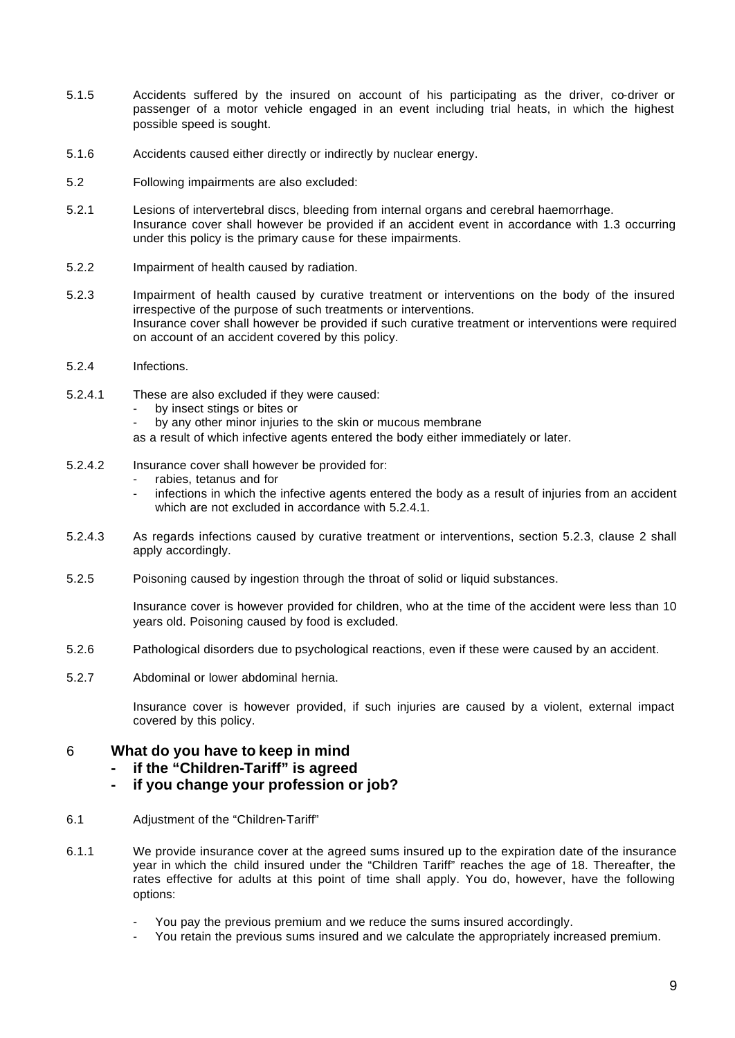5.1.5 Accidents suffered by the insured on account of his participating as the driver, co-driver or passenger of a motor vehicle engaged in an event including trial heats, in which the highest possible speed is sought.

5.1.6 Accidents caused either directly or indirectly by nuclear energy.

5.2 Following impairments are also excluded:

5.2.1 Lesions of intervertebral discs, bleeding from internal organs and cerebral haemorrhage.
Insurance cover shall however be provided if an accident event in accordance with 1.3 occurring under this policy is the primary cause for these impairments.

5.2.2 Impairment of health caused by radiation.

5.2.3 Impairment of health caused by curative treatment or interventions on the body of the insured irrespective of the purpose of such treatments or interventions.
Insurance cover shall however be provided if such curative treatment or interventions were required on account of an accident covered by this policy.

5.2.4 Infections.

5.2.4.1 These are also excluded if they were caused:

- by insect stings or bites or
- by any other minor injuries to the skin or mucous membrane

as a result of which infective agents entered the body either immediately or later.

5.2.4.2 Insurance cover shall however be provided for:

- rabies, tetanus and for
- infections in which the infective agents entered the body as a result of injuries from an accident which are not excluded in accordance with 5.2.4.1.

5.2.4.3 As regards infections caused by curative treatment or interventions, section 5.2.3, clause 2 shall apply accordingly.

5.2.5 Poisoning caused by ingestion through the throat of solid or liquid substances.

Insurance cover is however provided for children, who at the time of the accident were less than 10 years old. Poisoning caused by food is excluded.

5.2.6 Pathological disorders due to psychological reactions, even if these were caused by an accident.

5.2.7 Abdominal or lower abdominal hernia.

Insurance cover is however provided, if such injuries are caused by a violent, external impact covered by this policy.

## 6 What do you have to keep in mind
## - if the "Children-Tariff" is agreed
## - if you change your profession or job?

6.1 Adjustment of the "Children-Tariff"

6.1.1 We provide insurance cover at the agreed sums insured up to the expiration date of the insurance year in which the child insured under the "Children Tariff" reaches the age of 18. Thereafter, the rates effective for adults at this point of time shall apply. You do, however, have the following options:

- You pay the previous premium and we reduce the sums insured accordingly.
- You retain the previous sums insured and we calculate the appropriately increased premium.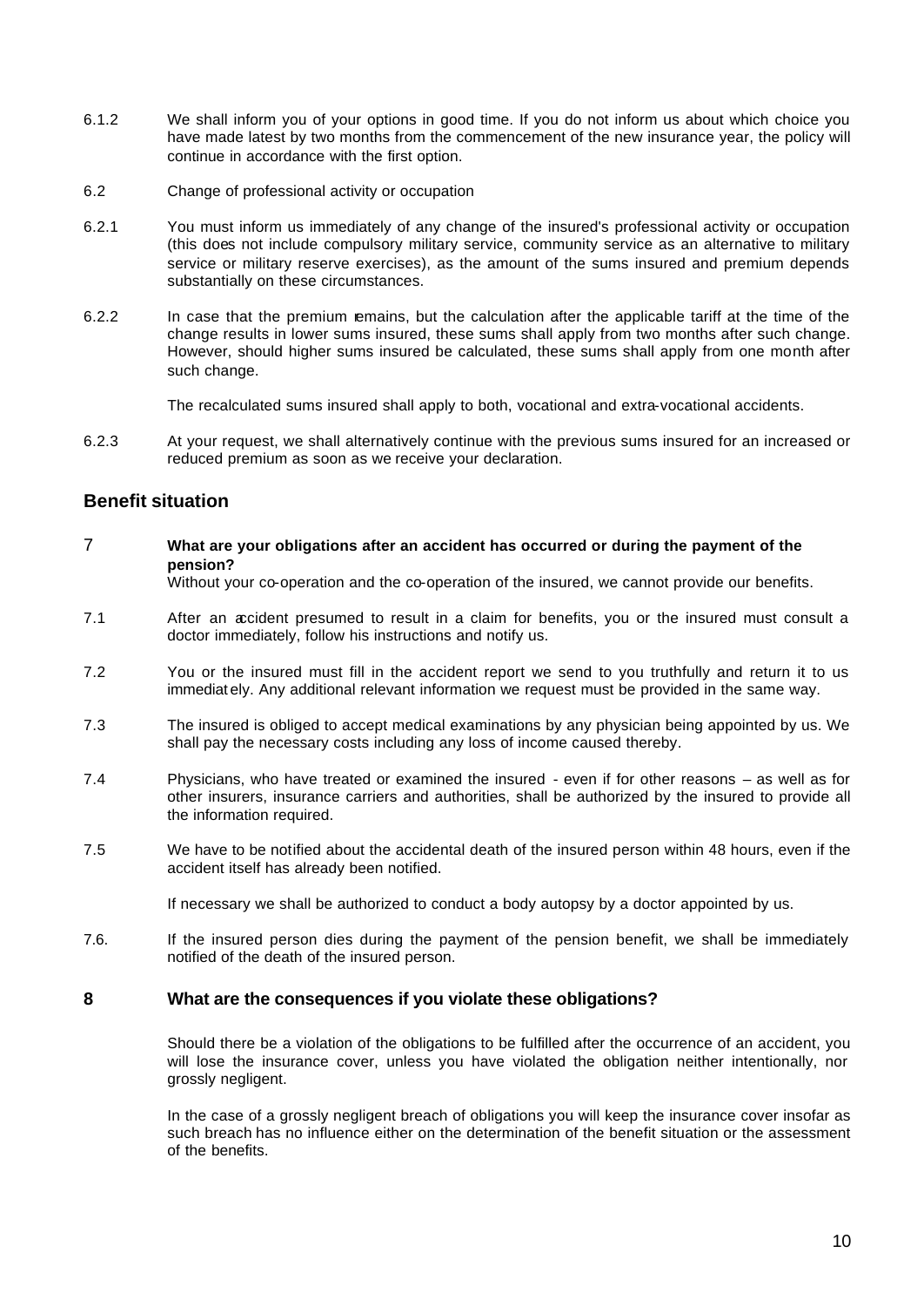6.1.2 We shall inform you of your options in good time. If you do not inform us about which choice you have made latest by two months from the commencement of the new insurance year, the policy will continue in accordance with the first option.

6.2 Change of professional activity or occupation

6.2.1 You must inform us immediately of any change of the insured's professional activity or occupation (this does not include compulsory military service, community service as an alternative to military service or military reserve exercises), as the amount of the sums insured and premium depends substantially on these circumstances.

6.2.2 In case that the premium remains, but the calculation after the applicable tariff at the time of the change results in lower sums insured, these sums shall apply from two months after such change. However, should higher sums insured be calculated, these sums shall apply from one month after such change.

The recalculated sums insured shall apply to both, vocational and extra-vocational accidents.

6.2.3 At your request, we shall alternatively continue with the previous sums insured for an increased or reduced premium as soon as we receive your declaration.

## Benefit situation

### 7 What are your obligations after an accident has occurred or during the payment of the pension?

Without your co-operation and the co-operation of the insured, we cannot provide our benefits.

7.1 After an accident presumed to result in a claim for benefits, you or the insured must consult a doctor immediately, follow his instructions and notify us.

7.2 You or the insured must fill in the accident report we send to you truthfully and return it to us immediately. Any additional relevant information we request must be provided in the same way.

7.3 The insured is obliged to accept medical examinations by any physician being appointed by us. We shall pay the necessary costs including any loss of income caused thereby.

7.4 Physicians, who have treated or examined the insured - even if for other reasons – as well as for other insurers, insurance carriers and authorities, shall be authorized by the insured to provide all the information required.

7.5 We have to be notified about the accidental death of the insured person within 48 hours, even if the accident itself has already been notified.

If necessary we shall be authorized to conduct a body autopsy by a doctor appointed by us.

7.6. If the insured person dies during the payment of the pension benefit, we shall be immediately notified of the death of the insured person.

### 8 What are the consequences if you violate these obligations?

Should there be a violation of the obligations to be fulfilled after the occurrence of an accident, you will lose the insurance cover, unless you have violated the obligation neither intentionally, nor grossly negligent.

In the case of a grossly negligent breach of obligations you will keep the insurance cover insofar as such breach has no influence either on the determination of the benefit situation or the assessment of the benefits.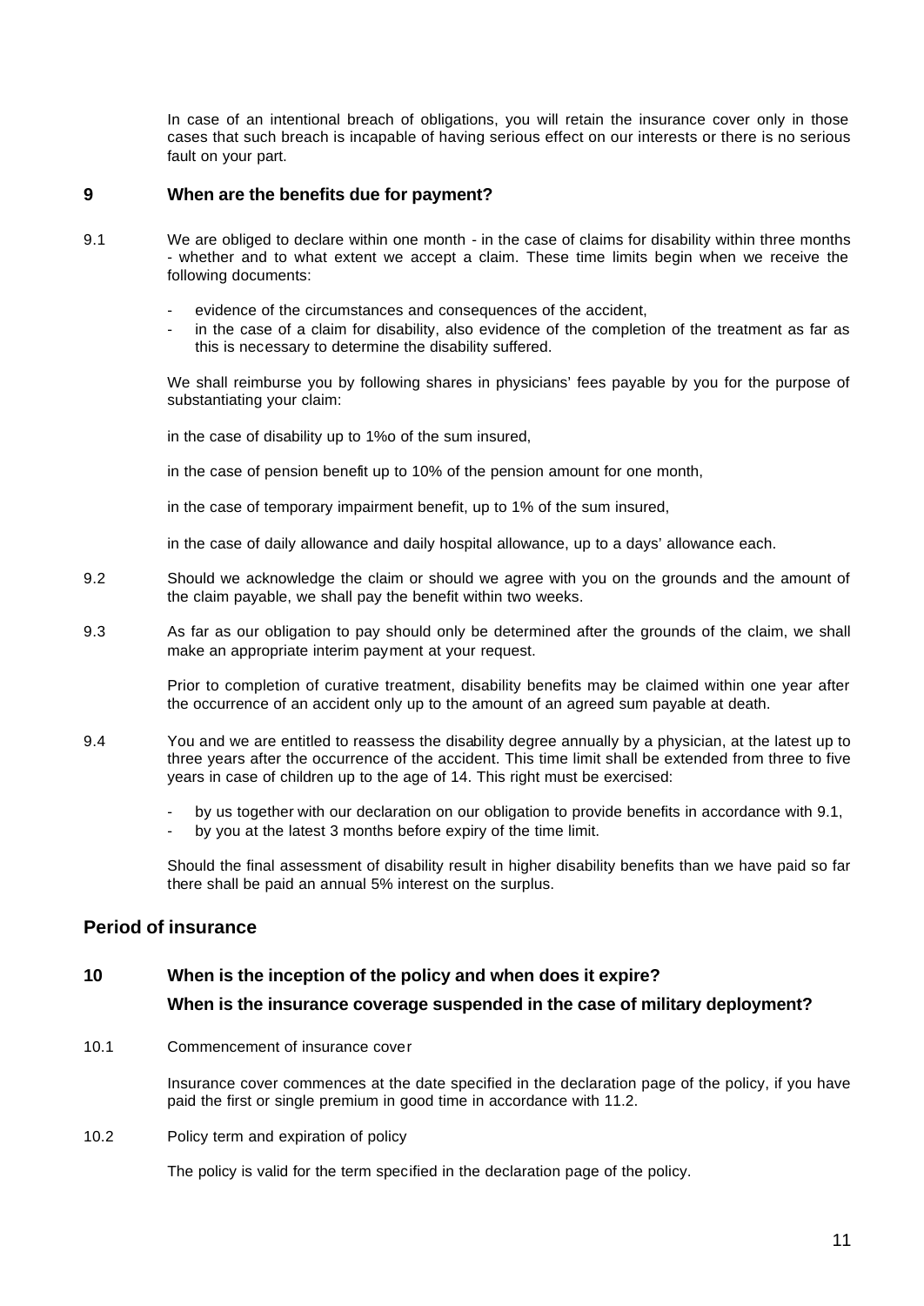In case of an intentional breach of obligations, you will retain the insurance cover only in those cases that such breach is incapable of having serious effect on our interests or there is no serious fault on your part.

## 9 When are the benefits due for payment?

9.1 We are obliged to declare within one month - in the case of claims for disability within three months - whether and to what extent we accept a claim. These time limits begin when we receive the following documents:

- evidence of the circumstances and consequences of the accident,
- in the case of a claim for disability, also evidence of the completion of the treatment as far as this is necessary to determine the disability suffered.

We shall reimburse you by following shares in physicians' fees payable by you for the purpose of substantiating your claim:

in the case of disability up to 1‰ of the sum insured,

in the case of pension benefit up to 10% of the pension amount for one month,

in the case of temporary impairment benefit, up to 1% of the sum insured,

in the case of daily allowance and daily hospital allowance, up to a days' allowance each.

9.2 Should we acknowledge the claim or should we agree with you on the grounds and the amount of the claim payable, we shall pay the benefit within two weeks.

9.3 As far as our obligation to pay should only be determined after the grounds of the claim, we shall make an appropriate interim payment at your request.

Prior to completion of curative treatment, disability benefits may be claimed within one year after the occurrence of an accident only up to the amount of an agreed sum payable at death.

9.4 You and we are entitled to reassess the disability degree annually by a physician, at the latest up to three years after the occurrence of the accident. This time limit shall be extended from three to five years in case of children up to the age of 14. This right must be exercised:

- by us together with our declaration on our obligation to provide benefits in accordance with 9.1,
- by you at the latest 3 months before expiry of the time limit.

Should the final assessment of disability result in higher disability benefits than we have paid so far there shall be paid an annual 5% interest on the surplus.

# Period of insurance

## 10 When is the inception of the policy and when does it expire?

## When is the insurance coverage suspended in the case of military deployment?

10.1 Commencement of insurance cover

Insurance cover commences at the date specified in the declaration page of the policy, if you have paid the first or single premium in good time in accordance with 11.2.

10.2 Policy term and expiration of policy

The policy is valid for the term specified in the declaration page of the policy.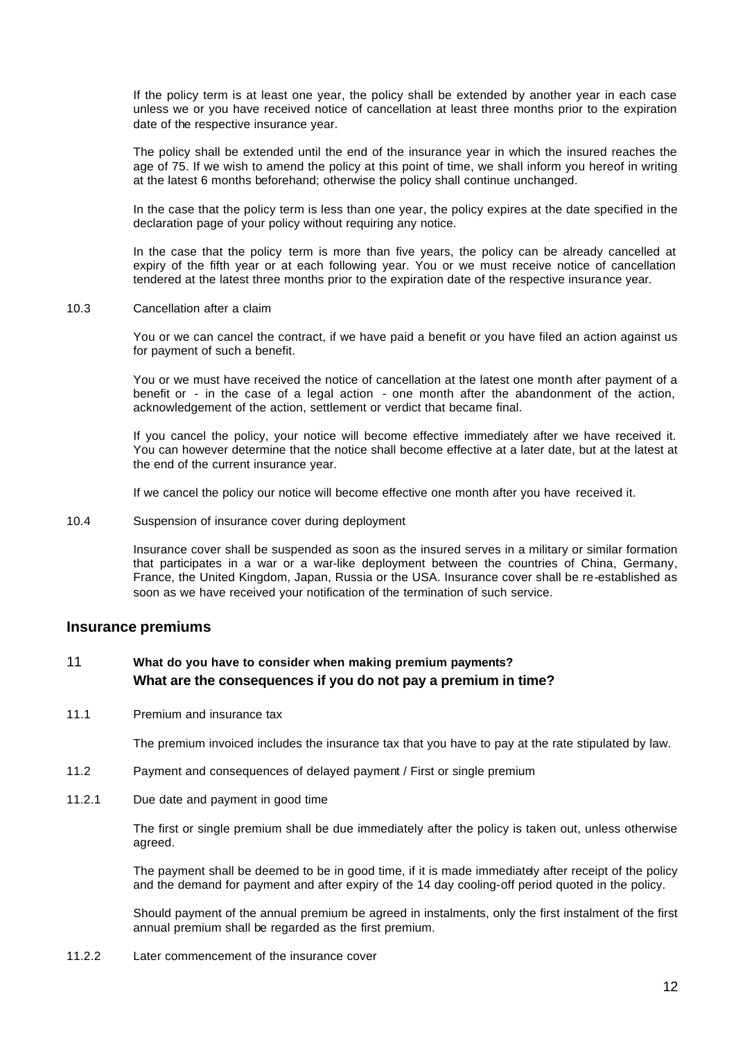If the policy term is at least one year, the policy shall be extended by another year in each case unless we or you have received notice of cancellation at least three months prior to the expiration date of the respective insurance year.

The policy shall be extended until the end of the insurance year in which the insured reaches the age of 75. If we wish to amend the policy at this point of time, we shall inform you hereof in writing at the latest 6 months beforehand; otherwise the policy shall continue unchanged.

In the case that the policy term is less than one year, the policy expires at the date specified in the declaration page of your policy without requiring any notice.

In the case that the policy term is more than five years, the policy can be already cancelled at expiry of the fifth year or at each following year. You or we must receive notice of cancellation tendered at the latest three months prior to the expiration date of the respective insurance year.

10.3 Cancellation after a claim

You or we can cancel the contract, if we have paid a benefit or you have filed an action against us for payment of such a benefit.

You or we must have received the notice of cancellation at the latest one month after payment of a benefit or - in the case of a legal action - one month after the abandonment of the action, acknowledgement of the action, settlement or verdict that became final.

If you cancel the policy, your notice will become effective immediately after we have received it. You can however determine that the notice shall become effective at a later date, but at the latest at the end of the current insurance year.

If we cancel the policy our notice will become effective one month after you have received it.

10.4 Suspension of insurance cover during deployment

Insurance cover shall be suspended as soon as the insured serves in a military or similar formation that participates in a war or a war-like deployment between the countries of China, Germany, France, the United Kingdom, Japan, Russia or the USA. Insurance cover shall be re-established as soon as we have received your notification of the termination of such service.

## Insurance premiums

### 11 What do you have to consider when making premium payments? What are the consequences if you do not pay a premium in time?

11.1 Premium and insurance tax

The premium invoiced includes the insurance tax that you have to pay at the rate stipulated by law.

11.2 Payment and consequences of delayed payment / First or single premium

11.2.1 Due date and payment in good time

The first or single premium shall be due immediately after the policy is taken out, unless otherwise agreed.

The payment shall be deemed to be in good time, if it is made immediately after receipt of the policy and the demand for payment and after expiry of the 14 day cooling-off period quoted in the policy.

Should payment of the annual premium be agreed in instalments, only the first instalment of the first annual premium shall be regarded as the first premium.

11.2.2 Later commencement of the insurance cover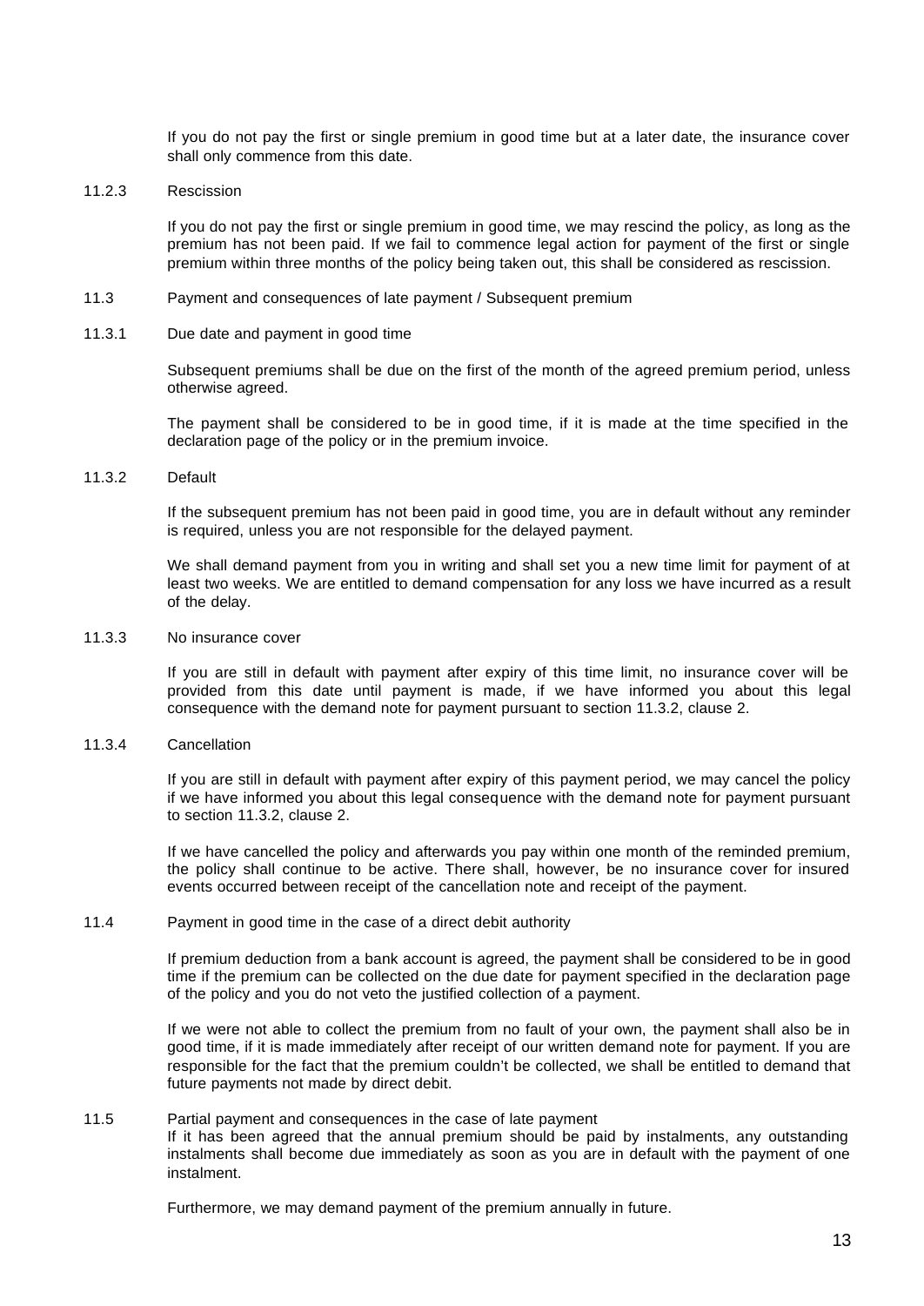If you do not pay the first or single premium in good time but at a later date, the insurance cover shall only commence from this date.

#### 11.2.3 Rescission

If you do not pay the first or single premium in good time, we may rescind the policy, as long as the premium has not been paid. If we fail to commence legal action for payment of the first or single premium within three months of the policy being taken out, this shall be considered as rescission.

### 11.3 Payment and consequences of late payment / Subsequent premium

#### 11.3.1 Due date and payment in good time

Subsequent premiums shall be due on the first of the month of the agreed premium period, unless otherwise agreed.

The payment shall be considered to be in good time, if it is made at the time specified in the declaration page of the policy or in the premium invoice.

#### 11.3.2 Default

If the subsequent premium has not been paid in good time, you are in default without any reminder is required, unless you are not responsible for the delayed payment.

We shall demand payment from you in writing and shall set you a new time limit for payment of at least two weeks. We are entitled to demand compensation for any loss we have incurred as a result of the delay.

#### 11.3.3 No insurance cover

If you are still in default with payment after expiry of this time limit, no insurance cover will be provided from this date until payment is made, if we have informed you about this legal consequence with the demand note for payment pursuant to section 11.3.2, clause 2.

#### 11.3.4 Cancellation

If you are still in default with payment after expiry of this payment period, we may cancel the policy if we have informed you about this legal consequence with the demand note for payment pursuant to section 11.3.2, clause 2.

If we have cancelled the policy and afterwards you pay within one month of the reminded premium, the policy shall continue to be active. There shall, however, be no insurance cover for insured events occurred between receipt of the cancellation note and receipt of the payment.

### 11.4 Payment in good time in the case of a direct debit authority

If premium deduction from a bank account is agreed, the payment shall be considered to be in good time if the premium can be collected on the due date for payment specified in the declaration page of the policy and you do not veto the justified collection of a payment.

If we were not able to collect the premium from no fault of your own, the payment shall also be in good time, if it is made immediately after receipt of our written demand note for payment. If you are responsible for the fact that the premium couldn't be collected, we shall be entitled to demand that future payments not made by direct debit.

### 11.5 Partial payment and consequences in the case of late payment

If it has been agreed that the annual premium should be paid by instalments, any outstanding instalments shall become due immediately as soon as you are in default with the payment of one instalment.

Furthermore, we may demand payment of the premium annually in future.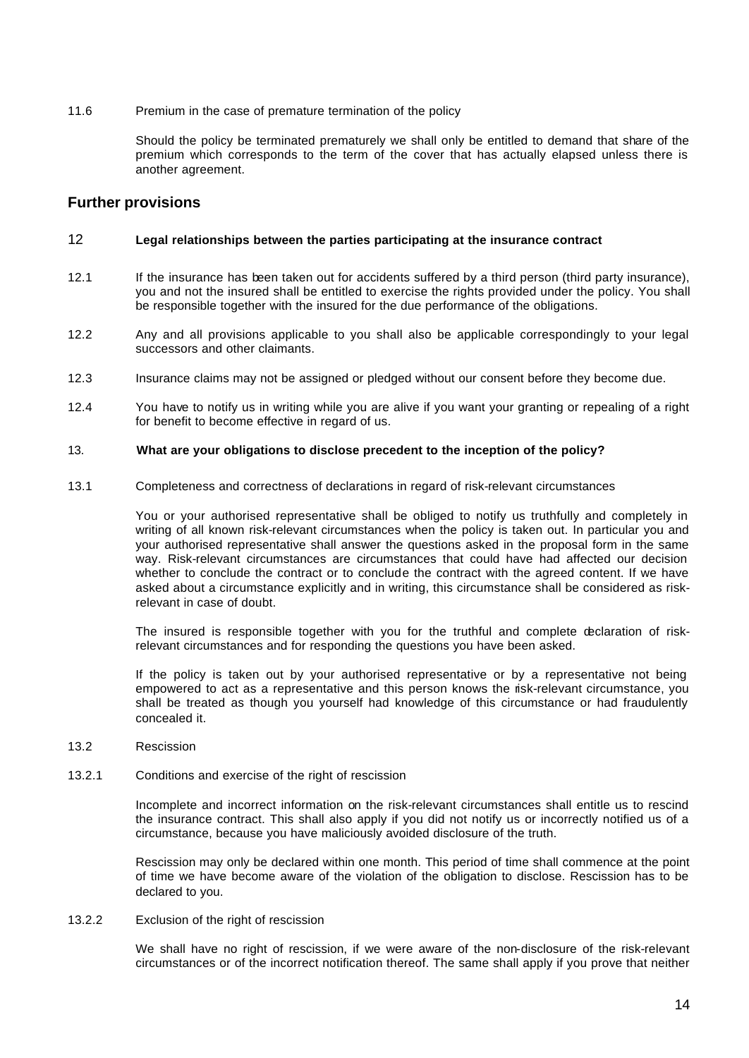11.6 Premium in the case of premature termination of the policy

Should the policy be terminated prematurely we shall only be entitled to demand that share of the premium which corresponds to the term of the cover that has actually elapsed unless there is another agreement.

## Further provisions

### 12 Legal relationships between the parties participating at the insurance contract

12.1 If the insurance has been taken out for accidents suffered by a third person (third party insurance), you and not the insured shall be entitled to exercise the rights provided under the policy. You shall be responsible together with the insured for the due performance of the obligations.

12.2 Any and all provisions applicable to you shall also be applicable correspondingly to your legal successors and other claimants.

12.3 Insurance claims may not be assigned or pledged without our consent before they become due.

12.4 You have to notify us in writing while you are alive if you want your granting or repealing of a right for benefit to become effective in regard of us.

### 13. What are your obligations to disclose precedent to the inception of the policy?

13.1 Completeness and correctness of declarations in regard of risk-relevant circumstances

You or your authorised representative shall be obliged to notify us truthfully and completely in writing of all known risk-relevant circumstances when the policy is taken out. In particular you and your authorised representative shall answer the questions asked in the proposal form in the same way. Risk-relevant circumstances are circumstances that could have had affected our decision whether to conclude the contract or to conclude the contract with the agreed content. If we have asked about a circumstance explicitly and in writing, this circumstance shall be considered as risk-relevant in case of doubt.

The insured is responsible together with you for the truthful and complete declaration of risk-relevant circumstances and for responding the questions you have been asked.

If the policy is taken out by your authorised representative or by a representative not being empowered to act as a representative and this person knows the risk-relevant circumstance, you shall be treated as though you yourself had knowledge of this circumstance or had fraudulently concealed it.

13.2 Rescission

13.2.1 Conditions and exercise of the right of rescission

Incomplete and incorrect information on the risk-relevant circumstances shall entitle us to rescind the insurance contract. This shall also apply if you did not notify us or incorrectly notified us of a circumstance, because you have maliciously avoided disclosure of the truth.

Rescission may only be declared within one month. This period of time shall commence at the point of time we have become aware of the violation of the obligation to disclose. Rescission has to be declared to you.

13.2.2 Exclusion of the right of rescission

We shall have no right of rescission, if we were aware of the non-disclosure of the risk-relevant circumstances or of the incorrect notification thereof. The same shall apply if you prove that neither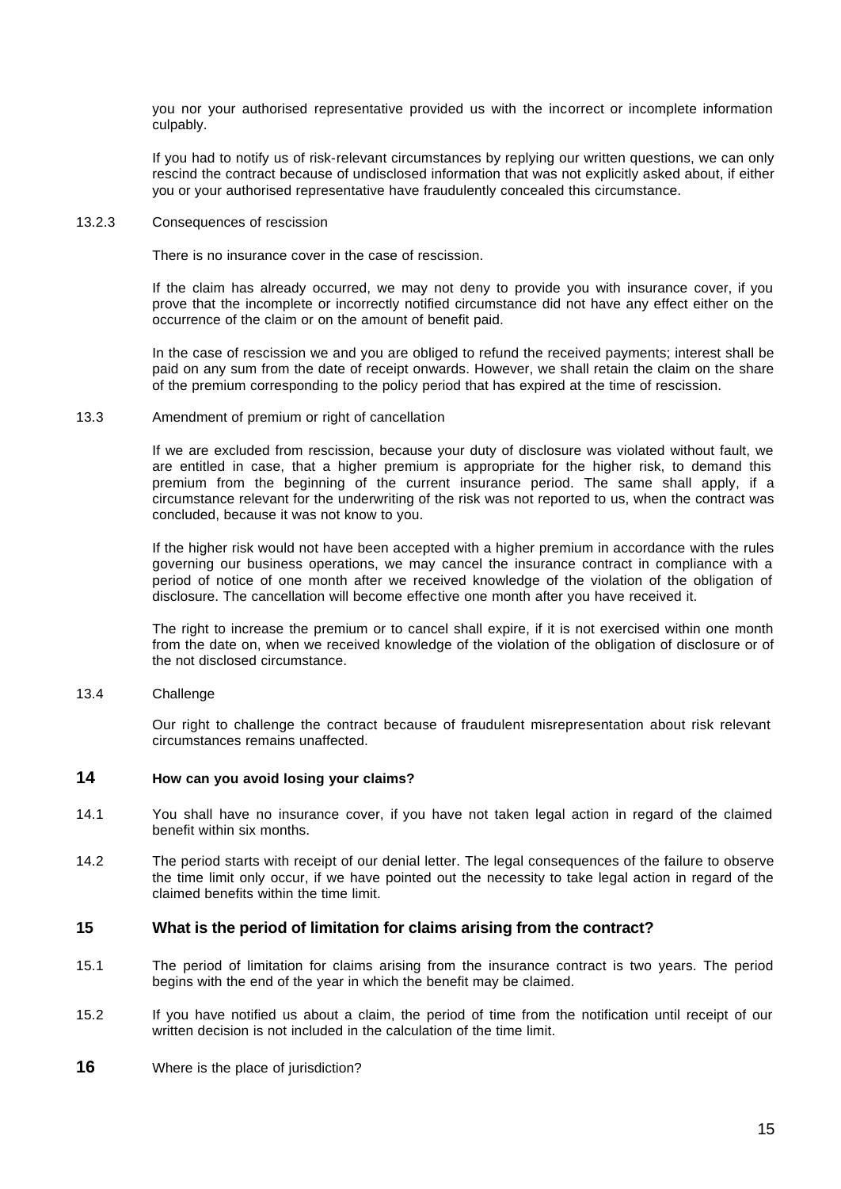you nor your authorised representative provided us with the incorrect or incomplete information culpably.

If you had to notify us of risk-relevant circumstances by replying our written questions, we can only rescind the contract because of undisclosed information that was not explicitly asked about, if either you or your authorised representative have fraudulently concealed this circumstance.

13.2.3 Consequences of rescission

There is no insurance cover in the case of rescission.

If the claim has already occurred, we may not deny to provide you with insurance cover, if you prove that the incomplete or incorrectly notified circumstance did not have any effect either on the occurrence of the claim or on the amount of benefit paid.

In the case of rescission we and you are obliged to refund the received payments; interest shall be paid on any sum from the date of receipt onwards. However, we shall retain the claim on the share of the premium corresponding to the policy period that has expired at the time of rescission.

13.3 Amendment of premium or right of cancellation

If we are excluded from rescission, because your duty of disclosure was violated without fault, we are entitled in case, that a higher premium is appropriate for the higher risk, to demand this premium from the beginning of the current insurance period. The same shall apply, if a circumstance relevant for the underwriting of the risk was not reported to us, when the contract was concluded, because it was not know to you.

If the higher risk would not have been accepted with a higher premium in accordance with the rules governing our business operations, we may cancel the insurance contract in compliance with a period of notice of one month after we received knowledge of the violation of the obligation of disclosure. The cancellation will become effective one month after you have received it.

The right to increase the premium or to cancel shall expire, if it is not exercised within one month from the date on, when we received knowledge of the violation of the obligation of disclosure or of the not disclosed circumstance.

13.4 Challenge

Our right to challenge the contract because of fraudulent misrepresentation about risk relevant circumstances remains unaffected.

## 14 How can you avoid losing your claims?

14.1 You shall have no insurance cover, if you have not taken legal action in regard of the claimed benefit within six months.

14.2 The period starts with receipt of our denial letter. The legal consequences of the failure to observe the time limit only occur, if we have pointed out the necessity to take legal action in regard of the claimed benefits within the time limit.

## 15 What is the period of limitation for claims arising from the contract?

15.1 The period of limitation for claims arising from the insurance contract is two years. The period begins with the end of the year in which the benefit may be claimed.

15.2 If you have notified us about a claim, the period of time from the notification until receipt of our written decision is not included in the calculation of the time limit.

## 16 Where is the place of jurisdiction?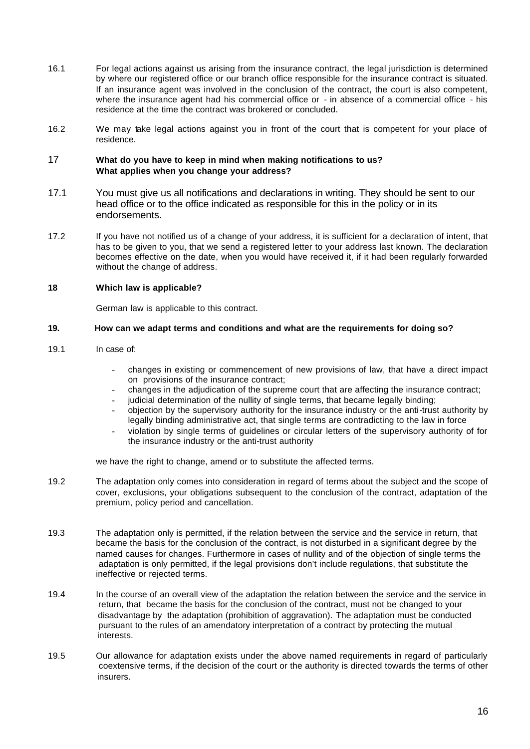16.1 For legal actions against us arising from the insurance contract, the legal jurisdiction is determined by where our registered office or our branch office responsible for the insurance contract is situated. If an insurance agent was involved in the conclusion of the contract, the court is also competent, where the insurance agent had his commercial office or - in absence of a commercial office - his residence at the time the contract was brokered or concluded.

16.2 We may take legal actions against you in front of the court that is competent for your place of residence.

## 17 What do you have to keep in mind when making notifications to us? What applies when you change your address?

17.1 You must give us all notifications and declarations in writing. They should be sent to our head office or to the office indicated as responsible for this in the policy or in its endorsements.

17.2 If you have not notified us of a change of your address, it is sufficient for a declaration of intent, that has to be given to you, that we send a registered letter to your address last known. The declaration becomes effective on the date, when you would have received it, if it had been regularly forwarded without the change of address.

## 18 Which law is applicable?

German law is applicable to this contract.

## 19. How can we adapt terms and conditions and what are the requirements for doing so?

19.1 In case of:

- changes in existing or commencement of new provisions of law, that have a direct impact on provisions of the insurance contract;
- changes in the adjudication of the supreme court that are affecting the insurance contract;
- judicial determination of the nullity of single terms, that became legally binding;
- objection by the supervisory authority for the insurance industry or the anti-trust authority by legally binding administrative act, that single terms are contradicting to the law in force
- violation by single terms of guidelines or circular letters of the supervisory authority of for the insurance industry or the anti-trust authority

we have the right to change, amend or to substitute the affected terms.

19.2 The adaptation only comes into consideration in regard of terms about the subject and the scope of cover, exclusions, your obligations subsequent to the conclusion of the contract, adaptation of the premium, policy period and cancellation.

19.3 The adaptation only is permitted, if the relation between the service and the service in return, that became the basis for the conclusion of the contract, is not disturbed in a significant degree by the named causes for changes. Furthermore in cases of nullity and of the objection of single terms the adaptation is only permitted, if the legal provisions don't include regulations, that substitute the ineffective or rejected terms.

19.4 In the course of an overall view of the adaptation the relation between the service and the service in return, that became the basis for the conclusion of the contract, must not be changed to your disadvantage by the adaptation (prohibition of aggravation). The adaptation must be conducted pursuant to the rules of an amendatory interpretation of a contract by protecting the mutual interests.

19.5 Our allowance for adaptation exists under the above named requirements in regard of particularly coextensive terms, if the decision of the court or the authority is directed towards the terms of other insurers.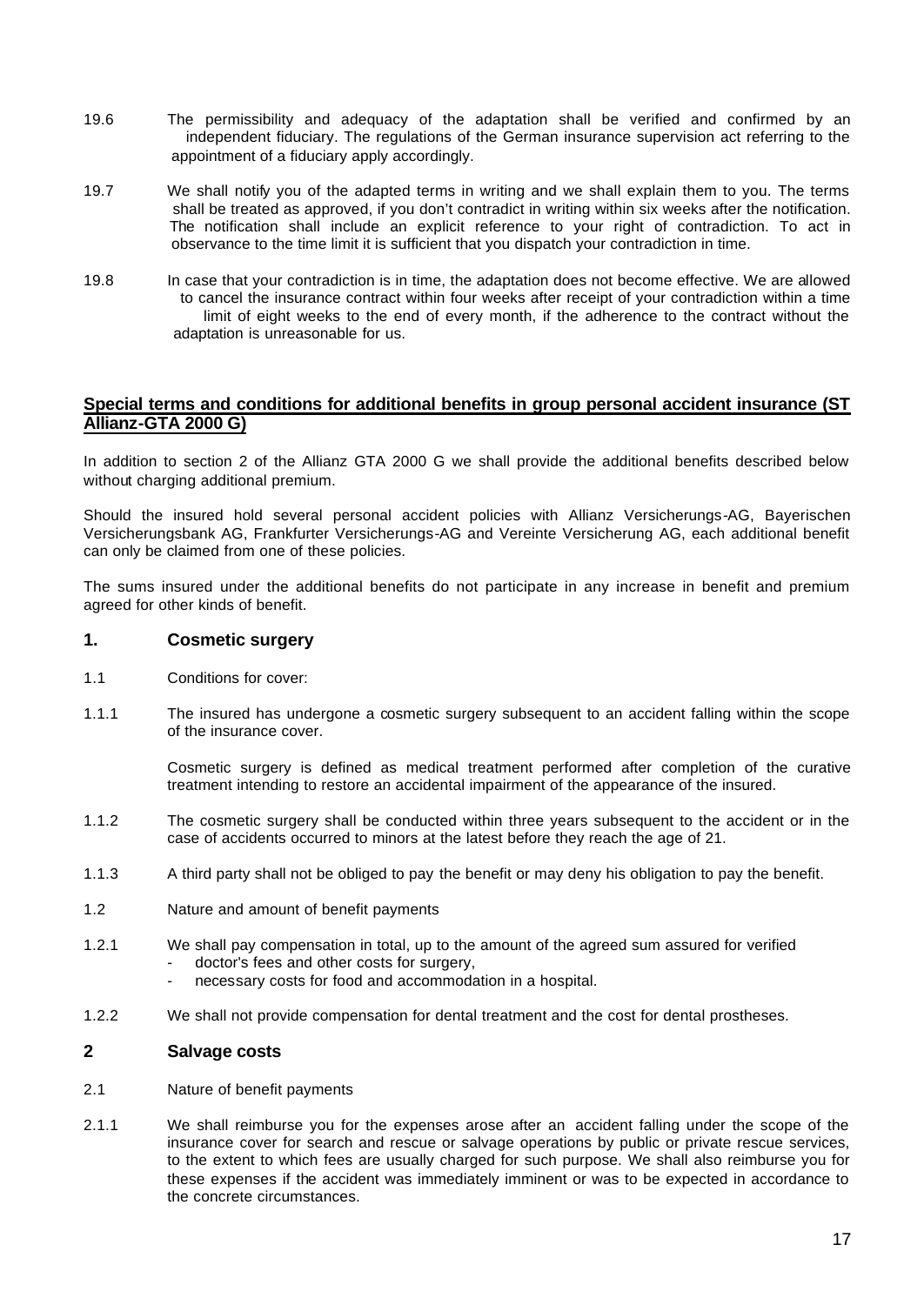19.6 The permissibility and adequacy of the adaptation shall be verified and confirmed by an independent fiduciary. The regulations of the German insurance supervision act referring to the appointment of a fiduciary apply accordingly.

19.7 We shall notify you of the adapted terms in writing and we shall explain them to you. The terms shall be treated as approved, if you don't contradict in writing within six weeks after the notification. The notification shall include an explicit reference to your right of contradiction. To act in observance to the time limit it is sufficient that you dispatch your contradiction in time.

19.8 In case that your contradiction is in time, the adaptation does not become effective. We are allowed to cancel the insurance contract within four weeks after receipt of your contradiction within a time limit of eight weeks to the end of every month, if the adherence to the contract without the adaptation is unreasonable for us.

## Special terms and conditions for additional benefits in group personal accident insurance (ST Allianz-GTA 2000 G)

In addition to section 2 of the Allianz GTA 2000 G we shall provide the additional benefits described below without charging additional premium.

Should the insured hold several personal accident policies with Allianz Versicherungs-AG, Bayerischen Versicherungsbank AG, Frankfurter Versicherungs-AG and Vereinte Versicherung AG, each additional benefit can only be claimed from one of these policies.

The sums insured under the additional benefits do not participate in any increase in benefit and premium agreed for other kinds of benefit.

### 1. Cosmetic surgery

1.1 Conditions for cover:

1.1.1 The insured has undergone a cosmetic surgery subsequent to an accident falling within the scope of the insurance cover.

Cosmetic surgery is defined as medical treatment performed after completion of the curative treatment intending to restore an accidental impairment of the appearance of the insured.

1.1.2 The cosmetic surgery shall be conducted within three years subsequent to the accident or in the case of accidents occurred to minors at the latest before they reach the age of 21.

1.1.3 A third party shall not be obliged to pay the benefit or may deny his obligation to pay the benefit.

1.2 Nature and amount of benefit payments

1.2.1 We shall pay compensation in total, up to the amount of the agreed sum assured for verified

- doctor's fees and other costs for surgery,
- necessary costs for food and accommodation in a hospital.

1.2.2 We shall not provide compensation for dental treatment and the cost for dental prostheses.

### 2 Salvage costs

2.1 Nature of benefit payments

2.1.1 We shall reimburse you for the expenses arose after an accident falling under the scope of the insurance cover for search and rescue or salvage operations by public or private rescue services, to the extent to which fees are usually charged for such purpose. We shall also reimburse you for these expenses if the accident was immediately imminent or was to be expected in accordance to the concrete circumstances.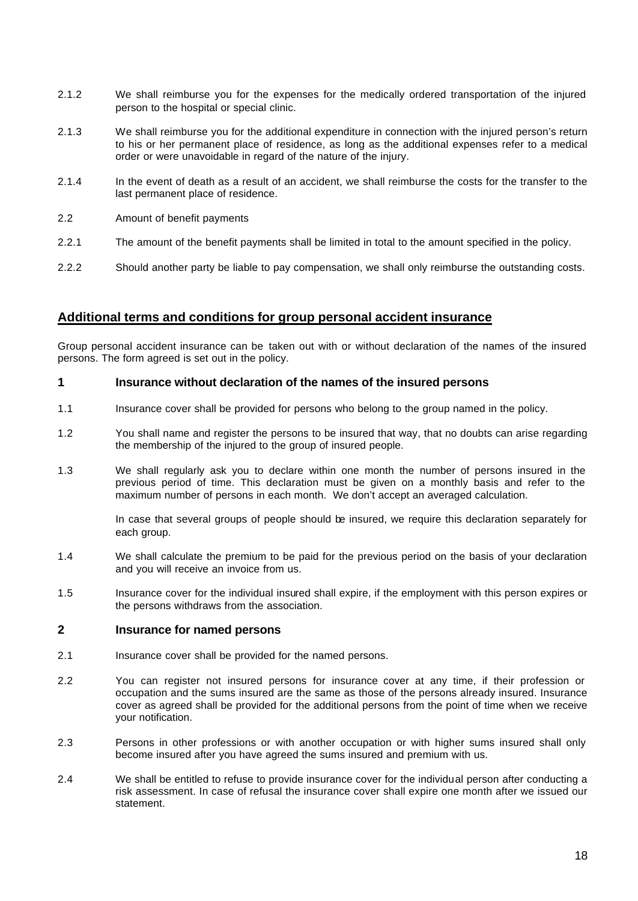2.1.2 We shall reimburse you for the expenses for the medically ordered transportation of the injured person to the hospital or special clinic.

2.1.3 We shall reimburse you for the additional expenditure in connection with the injured person's return to his or her permanent place of residence, as long as the additional expenses refer to a medical order or were unavoidable in regard of the nature of the injury.

2.1.4 In the event of death as a result of an accident, we shall reimburse the costs for the transfer to the last permanent place of residence.

2.2 Amount of benefit payments

2.2.1 The amount of the benefit payments shall be limited in total to the amount specified in the policy.

2.2.2 Should another party be liable to pay compensation, we shall only reimburse the outstanding costs.

## Additional terms and conditions for group personal accident insurance

Group personal accident insurance can be taken out with or without declaration of the names of the insured persons. The form agreed is set out in the policy.

### 1 Insurance without declaration of the names of the insured persons

1.1 Insurance cover shall be provided for persons who belong to the group named in the policy.

1.2 You shall name and register the persons to be insured that way, that no doubts can arise regarding the membership of the injured to the group of insured people.

1.3 We shall regularly ask you to declare within one month the number of persons insured in the previous period of time. This declaration must be given on a monthly basis and refer to the maximum number of persons in each month. We don't accept an averaged calculation.

In case that several groups of people should be insured, we require this declaration separately for each group.

1.4 We shall calculate the premium to be paid for the previous period on the basis of your declaration and you will receive an invoice from us.

1.5 Insurance cover for the individual insured shall expire, if the employment with this person expires or the persons withdraws from the association.

### 2 Insurance for named persons

2.1 Insurance cover shall be provided for the named persons.

2.2 You can register not insured persons for insurance cover at any time, if their profession or occupation and the sums insured are the same as those of the persons already insured. Insurance cover as agreed shall be provided for the additional persons from the point of time when we receive your notification.

2.3 Persons in other professions or with another occupation or with higher sums insured shall only become insured after you have agreed the sums insured and premium with us.

2.4 We shall be entitled to refuse to provide insurance cover for the individual person after conducting a risk assessment. In case of refusal the insurance cover shall expire one month after we issued our statement.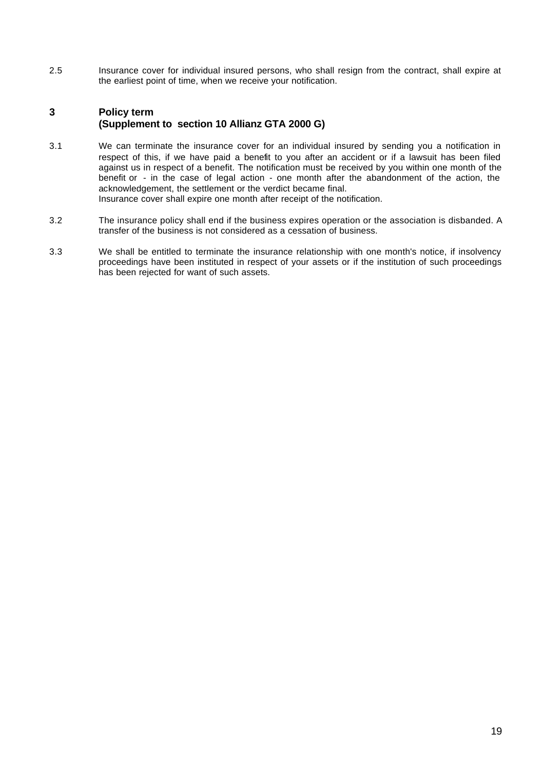2.5 Insurance cover for individual insured persons, who shall resign from the contract, shall expire at the earliest point of time, when we receive your notification.

## 3 Policy term
## (Supplement to section 10 Allianz GTA 2000 G)

3.1 We can terminate the insurance cover for an individual insured by sending you a notification in respect of this, if we have paid a benefit to you after an accident or if a lawsuit has been filed against us in respect of a benefit. The notification must be received by you within one month of the benefit or - in the case of legal action - one month after the abandonment of the action, the acknowledgement, the settlement or the verdict became final.
Insurance cover shall expire one month after receipt of the notification.

3.2 The insurance policy shall end if the business expires operation or the association is disbanded. A transfer of the business is not considered as a cessation of business.

3.3 We shall be entitled to terminate the insurance relationship with one month's notice, if insolvency proceedings have been instituted in respect of your assets or if the institution of such proceedings has been rejected for want of such assets.